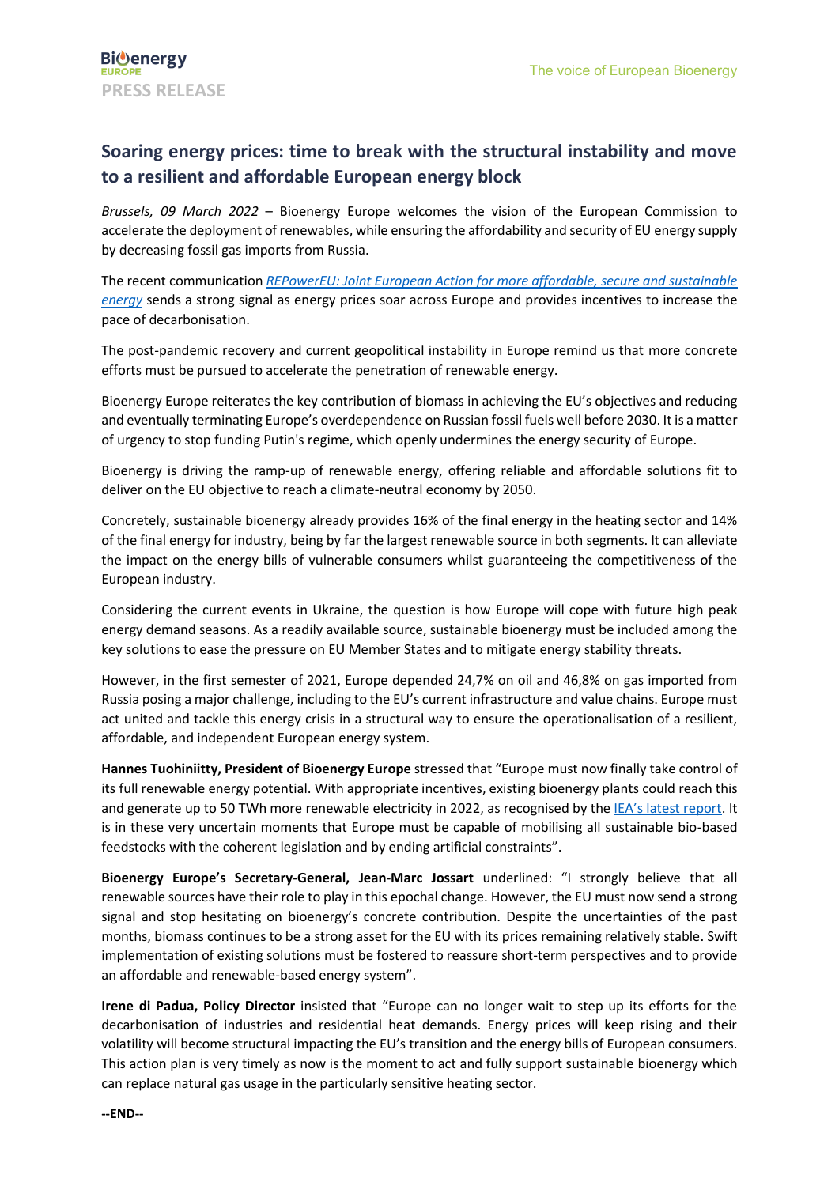**Bioenergy EUROPE**

**PRESS RELEASE**

The voice of European Bioenergy

## Soaring energy prices: time to break with the structural instability and move to a resilient and affordable European energy block

*Brussels, 09 March 2022* – Bioenergy Europe welcomes the vision of the European Commission to accelerate the deployment of renewables, while ensuring the affordability and security of EU energy supply by decreasing fossil gas imports from Russia.

The recent communication *REPowerEU: Joint European Action for more affordable, secure and sustainable energy* sends a strong signal as energy prices soar across Europe and provides incentives to increase the pace of decarbonisation.

The post-pandemic recovery and current geopolitical instability in Europe remind us that more concrete efforts must be pursued to accelerate the penetration of renewable energy.

Bioenergy Europe reiterates the key contribution of biomass in achieving the EU's objectives and reducing and eventually terminating Europe's overdependence on Russian fossil fuels well before 2030. It is a matter of urgency to stop funding Putin's regime, which openly undermines the energy security of Europe.

Bioenergy is driving the ramp-up of renewable energy, offering reliable and affordable solutions fit to deliver on the EU objective to reach a climate-neutral economy by 2050.

Concretely, sustainable bioenergy already provides 16% of the final energy in the heating sector and 14% of the final energy for industry, being by far the largest renewable source in both segments. It can alleviate the impact on the energy bills of vulnerable consumers whilst guaranteeing the competitiveness of the European industry.

Considering the current events in Ukraine, the question is how Europe will cope with future high peak energy demand seasons. As a readily available source, sustainable bioenergy must be included among the key solutions to ease the pressure on EU Member States and to mitigate energy stability threats.

However, in the first semester of 2021, Europe depended 24,7% on oil and 46,8% on gas imported from Russia posing a major challenge, including to the EU's current infrastructure and value chains. Europe must act united and tackle this energy crisis in a structural way to ensure the operationalisation of a resilient, affordable, and independent European energy system.

**Hannes Tuohiniitty, President of Bioenergy Europe** stressed that "Europe must now finally take control of its full renewable energy potential. With appropriate incentives, existing bioenergy plants could reach this and generate up to 50 TWh more renewable electricity in 2022, as recognised by the IEA's latest report. It is in these very uncertain moments that Europe must be capable of mobilising all sustainable bio-based feedstocks with the coherent legislation and by ending artificial constraints".

**Bioenergy Europe's Secretary-General, Jean-Marc Jossart** underlined: "I strongly believe that all renewable sources have their role to play in this epochal change. However, the EU must now send a strong signal and stop hesitating on bioenergy's concrete contribution. Despite the uncertainties of the past months, biomass continues to be a strong asset for the EU with its prices remaining relatively stable. Swift implementation of existing solutions must be fostered to reassure short-term perspectives and to provide an affordable and renewable-based energy system".

**Irene di Padua, Policy Director** insisted that "Europe can no longer wait to step up its efforts for the decarbonisation of industries and residential heat demands. Energy prices will keep rising and their volatility will become structural impacting the EU's transition and the energy bills of European consumers. This action plan is very timely as now is the moment to act and fully support sustainable bioenergy which can replace natural gas usage in the particularly sensitive heating sector.

**--END--**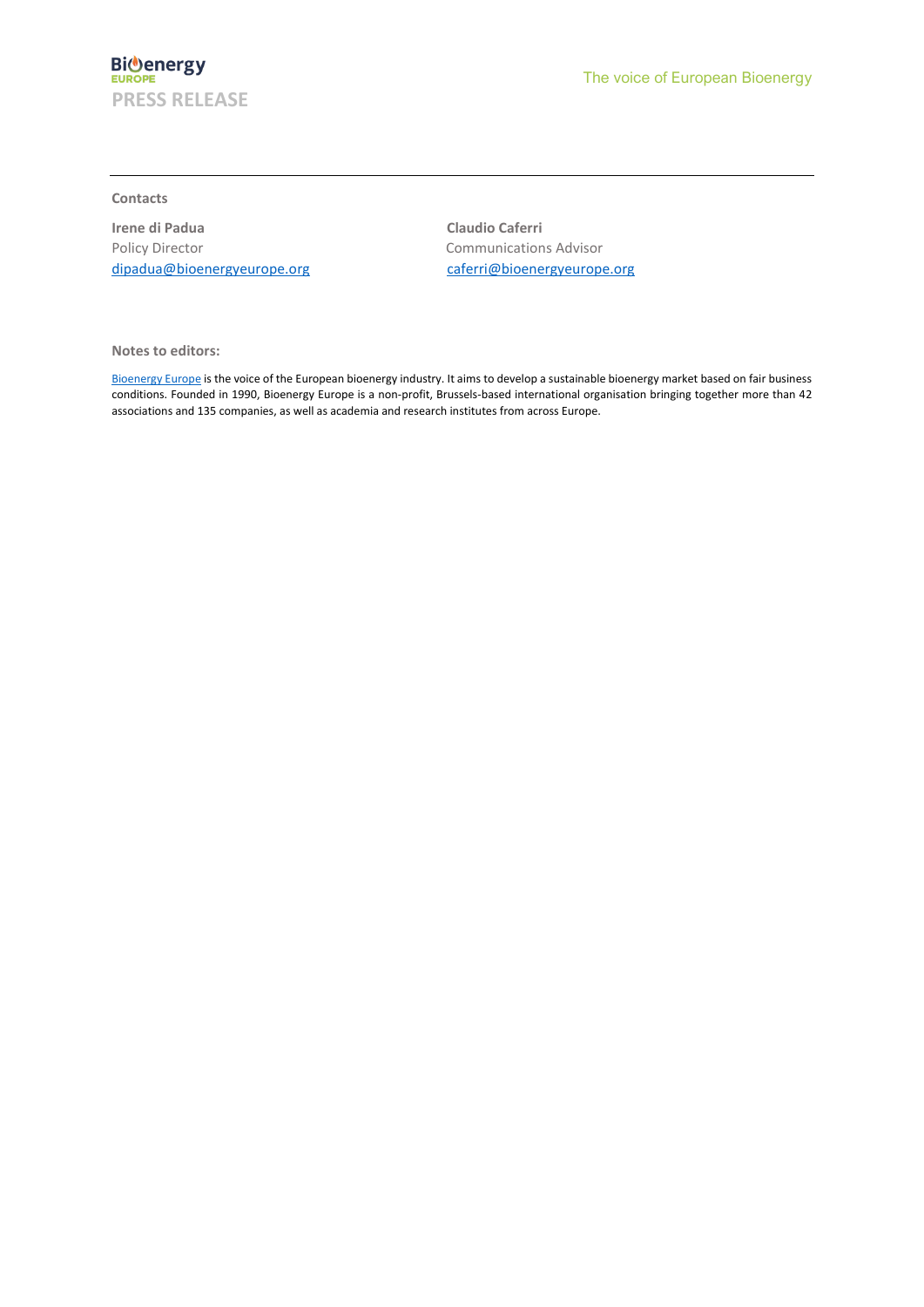**Contacts**

**Irene di Padua**
Policy Director
[dipadua@bioenergyeurope.org](mailto:dipadua@bioenergyeurope.org)

**Claudio Caferri**
Communications Advisor
[caferri@bioenergyeurope.org](mailto:caferri@bioenergyeurope.org)

**Notes to editors:**

Bioenergy Europe is the voice of the European bioenergy industry. It aims to develop a sustainable bioenergy market based on fair business conditions. Founded in 1990, Bioenergy Europe is a non-profit, Brussels-based international organisation bringing together more than 42 associations and 135 companies, as well as academia and research institutes from across Europe.